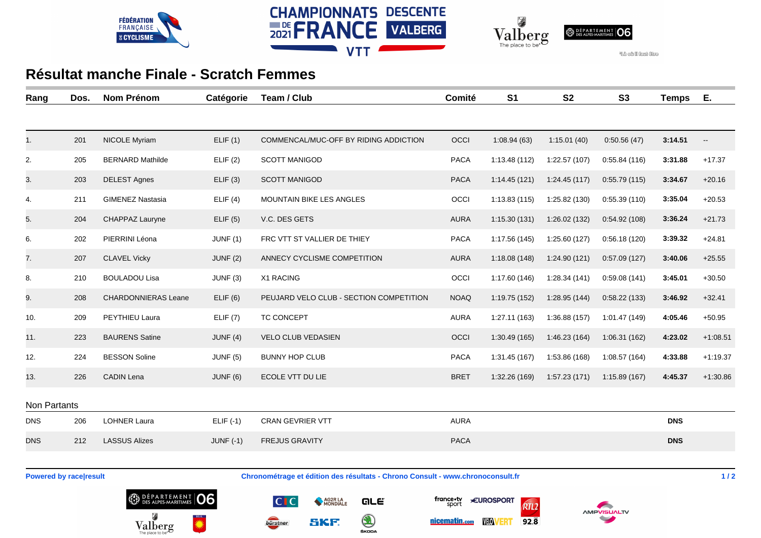CHAMPIONNATS DE FRANCE 2021 DESCENTE VALBERG VTT

# Résultat manche Finale - Scratch Femmes

| Rang | Dos. | Nom Prénom | Catégorie | Team / Club | Comité | S1 | S2 | S3 | Temps | E. |
|---|---|---|---|---|---|---|---|---|---|---|
| 1. | 201 | NICOLE Myriam | ELIF (1) | COMMENCAL/MUC-OFF BY RIDING ADDICTION | OCCI | 1:08.94 (63) | 1:15.01 (40) | 0:50.56 (47) | **3:14.51** | -- |
| 2. | 205 | BERNARD Mathilde | ELIF (2) | SCOTT MANIGOD | PACA | 1:13.48 (112) | 1:22.57 (107) | 0:55.84 (116) | **3:31.88** | +17.37 |
| 3. | 203 | DELEST Agnes | ELIF (3) | SCOTT MANIGOD | PACA | 1:14.45 (121) | 1:24.45 (117) | 0:55.79 (115) | **3:34.67** | +20.16 |
| 4. | 211 | GIMENEZ Nastasia | ELIF (4) | MOUNTAIN BIKE LES ANGLES | OCCI | 1:13.83 (115) | 1:25.82 (130) | 0:55.39 (110) | **3:35.04** | +20.53 |
| 5. | 204 | CHAPPAZ Lauryne | ELIF (5) | V.C. DES GETS | AURA | 1:15.30 (131) | 1:26.02 (132) | 0:54.92 (108) | **3:36.24** | +21.73 |
| 6. | 202 | PIERRINI Léona | JUNF (1) | FRC VTT ST VALLIER DE THIEY | PACA | 1:17.56 (145) | 1:25.60 (127) | 0:56.18 (120) | **3:39.32** | +24.81 |
| 7. | 207 | CLAVEL Vicky | JUNF (2) | ANNECY CYCLISME COMPETITION | AURA | 1:18.08 (148) | 1:24.90 (121) | 0:57.09 (127) | **3:40.06** | +25.55 |
| 8. | 210 | BOULADOU Lisa | JUNF (3) | X1 RACING | OCCI | 1:17.60 (146) | 1:28.34 (141) | 0:59.08 (141) | **3:45.01** | +30.50 |
| 9. | 208 | CHARDONNIERAS Leane | ELIF (6) | PEUJARD VELO CLUB - SECTION COMPETITION | NOAQ | 1:19.75 (152) | 1:28.95 (144) | 0:58.22 (133) | **3:46.92** | +32.41 |
| 10. | 209 | PEYTHIEU Laura | ELIF (7) | TC CONCEPT | AURA | 1:27.11 (163) | 1:36.88 (157) | 1:01.47 (149) | **4:05.46** | +50.95 |
| 11. | 223 | BAURENS Satine | JUNF (4) | VELO CLUB VEDASIEN | OCCI | 1:30.49 (165) | 1:46.23 (164) | 1:06.31 (162) | **4:23.02** | +1:08.51 |
| 12. | 224 | BESSON Soline | JUNF (5) | BUNNY HOP CLUB | PACA | 1:31.45 (167) | 1:53.86 (168) | 1:08.57 (164) | **4:33.88** | +1:19.37 |
| 13. | 226 | CADIN Lena | JUNF (6) | ECOLE VTT DU LIE | BRET | 1:32.26 (169) | 1:57.23 (171) | 1:15.89 (167) | **4:45.37** | +1:30.86 |

Non Partants

| Rang | Dos. | Nom Prénom | Catégorie | Team / Club | Comité | S1 | S2 | S3 | Temps | E. |
|---|---|---|---|---|---|---|---|---|---|---|
| DNS | 206 | LOHNER Laura | ELIF (-1) | CRAN GEVRIER VTT | AURA | | | | **DNS** | |
| DNS | 212 | LASSUS Alizes | JUNF (-1) | FREJUS GRAVITY | PACA | | | | **DNS** | |

**Powered by race|result** **Chronométrage et édition des résultats - Chrono Consult - www.chronoconsult.fr**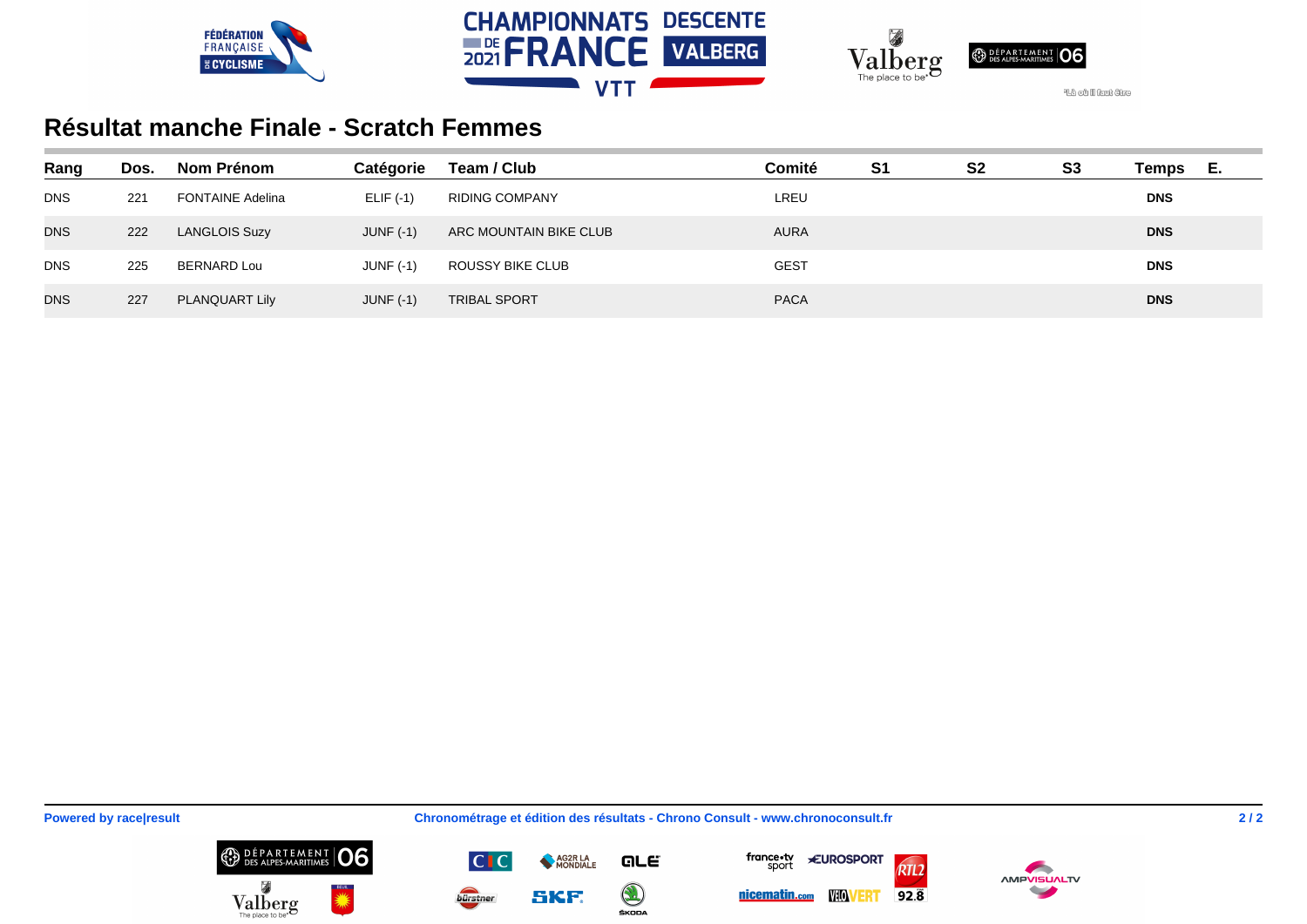## Résultat manche Finale - Scratch Femmes

| Rang | Dos. | Nom Prénom | Catégorie | Team / Club | Comité | S1 | S2 | S3 | Temps | E. |
|---|---|---|---|---|---|---|---|---|---|---|
| DNS | 221 | FONTAINE Adelina | ELIF (-1) | RIDING COMPANY | LREU | | | | **DNS** | |
| DNS | 222 | LANGLOIS Suzy | JUNF (-1) | ARC MOUNTAIN BIKE CLUB | AURA | | | | **DNS** | |
| DNS | 225 | BERNARD Lou | JUNF (-1) | ROUSSY BIKE CLUB | GEST | | | | **DNS** | |
| DNS | 227 | PLANQUART Lily | JUNF (-1) | TRIBAL SPORT | PACA | | | | **DNS** | |

**Powered by race|result** **Chronométrage et édition des résultats - Chrono Consult - www.chronoconsult.fr**